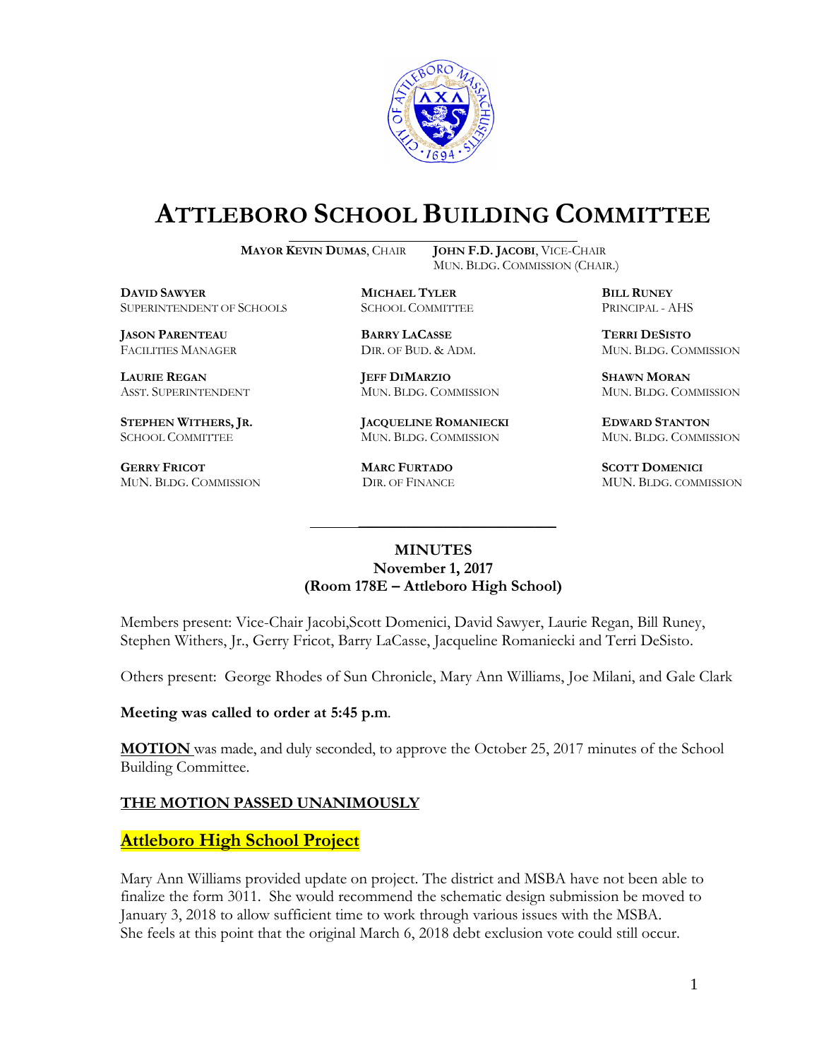# ATTLEBORO SCHOOL BUILDING COMMITTEE

**MAYOR KEVIN DUMAS**, CHAIR    **JOHN F.D. JACOBI**, VICE-CHAIR
MUN. BLDG. COMMISSION (CHAIR.)

| | | |
|---|---|---|
| **DAVID SAWYER**<br>SUPERINTENDENT OF SCHOOLS | **MICHAEL TYLER**<br>SCHOOL COMMITTEE | **BILL RUNEY**<br>PRINCIPAL - AHS |
| **JASON PARENTEAU**<br>FACILITIES MANAGER | **BARRY LACASSE**<br>DIR. OF BUD. & ADM. | **TERRI DESISTO**<br>MUN. BLDG. COMMISSION |
| **LAURIE REGAN**<br>ASST. SUPERINTENDENT | **JEFF DIMARZIO**<br>MUN. BLDG. COMMISSION | **SHAWN MORAN**<br>MUN. BLDG. COMMISSION |
| **STEPHEN WITHERS, JR.**<br>SCHOOL COMMITTEE | **JACQUELINE ROMANIECKI**<br>MUN. BLDG. COMMISSION | **EDWARD STANTON**<br>MUN. BLDG. COMMISSION |
| **GERRY FRICOT**<br>MUN. BLDG. COMMISSION | **MARC FURTADO**<br>DIR. OF FINANCE | **SCOTT DOMENICI**<br>MUN. BLDG. COMMISSION |

**MINUTES**
**November 1, 2017**
**(Room 178E – Attleboro High School)**

Members present: Vice-Chair Jacobi,Scott Domenici, David Sawyer, Laurie Regan, Bill Runey, Stephen Withers, Jr., Gerry Fricot, Barry LaCasse, Jacqueline Romaniecki and Terri DeSisto.

Others present: George Rhodes of Sun Chronicle, Mary Ann Williams, Joe Milani, and Gale Clark

**Meeting was called to order at 5:45 p.m**.

**MOTION** was made, and duly seconded, to approve the October 25, 2017 minutes of the School Building Committee.

**THE MOTION PASSED UNANIMOUSLY**

## Attleboro High School Project

Mary Ann Williams provided update on project. The district and MSBA have not been able to finalize the form 3011. She would recommend the schematic design submission be moved to January 3, 2018 to allow sufficient time to work through various issues with the MSBA. She feels at this point that the original March 6, 2018 debt exclusion vote could still occur.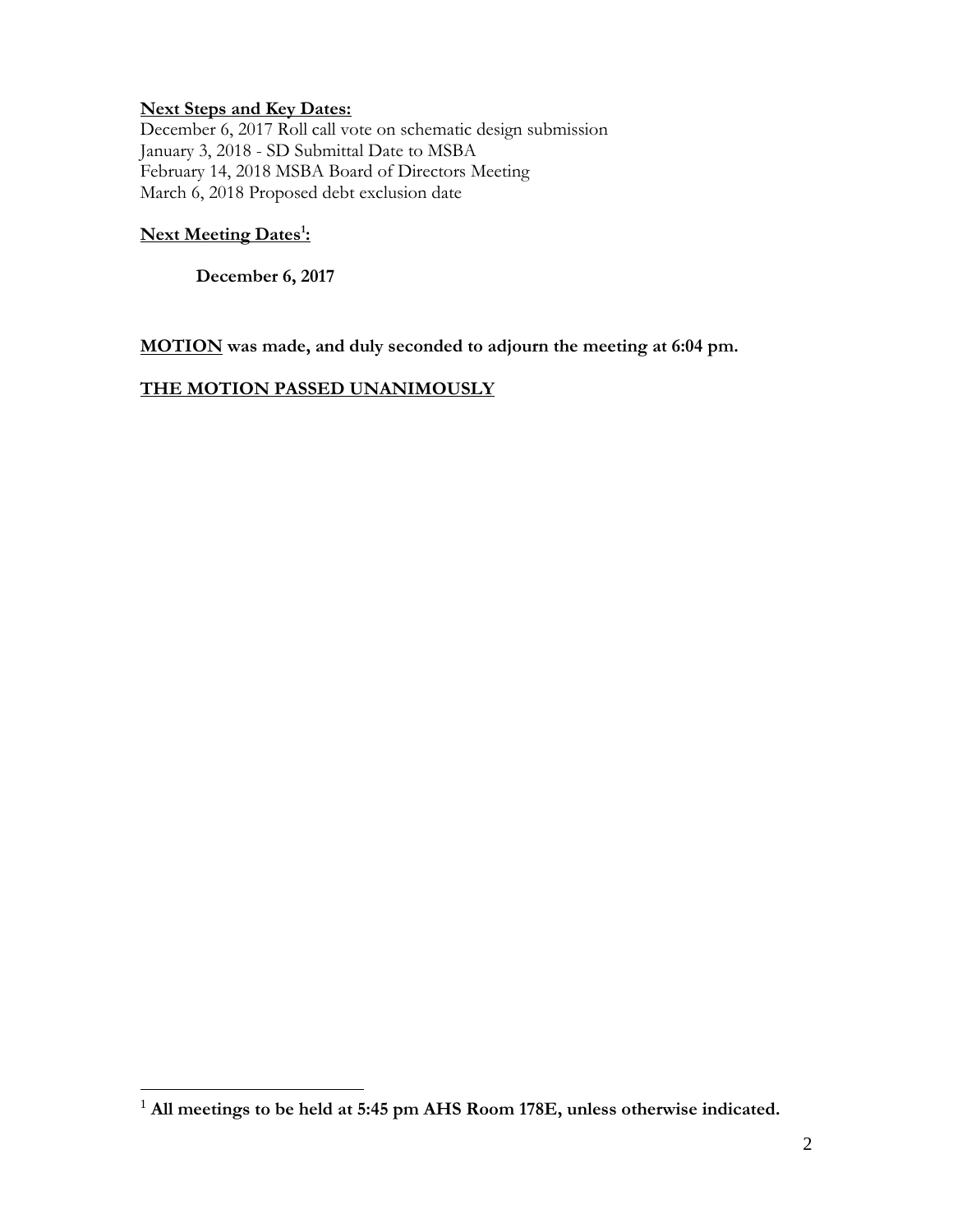**Next Steps and Key Dates:**

December 6, 2017 Roll call vote on schematic design submission
January 3, 2018 - SD Submittal Date to MSBA
February 14, 2018 MSBA Board of Directors Meeting
March 6, 2018 Proposed debt exclusion date

**Next Meeting Dates[1]:**

**December 6, 2017**

**MOTION was made, and duly seconded to adjourn the meeting at 6:04 pm.**

**THE MOTION PASSED UNANIMOUSLY**

[1] **All meetings to be held at 5:45 pm AHS Room 178E, unless otherwise indicated.**